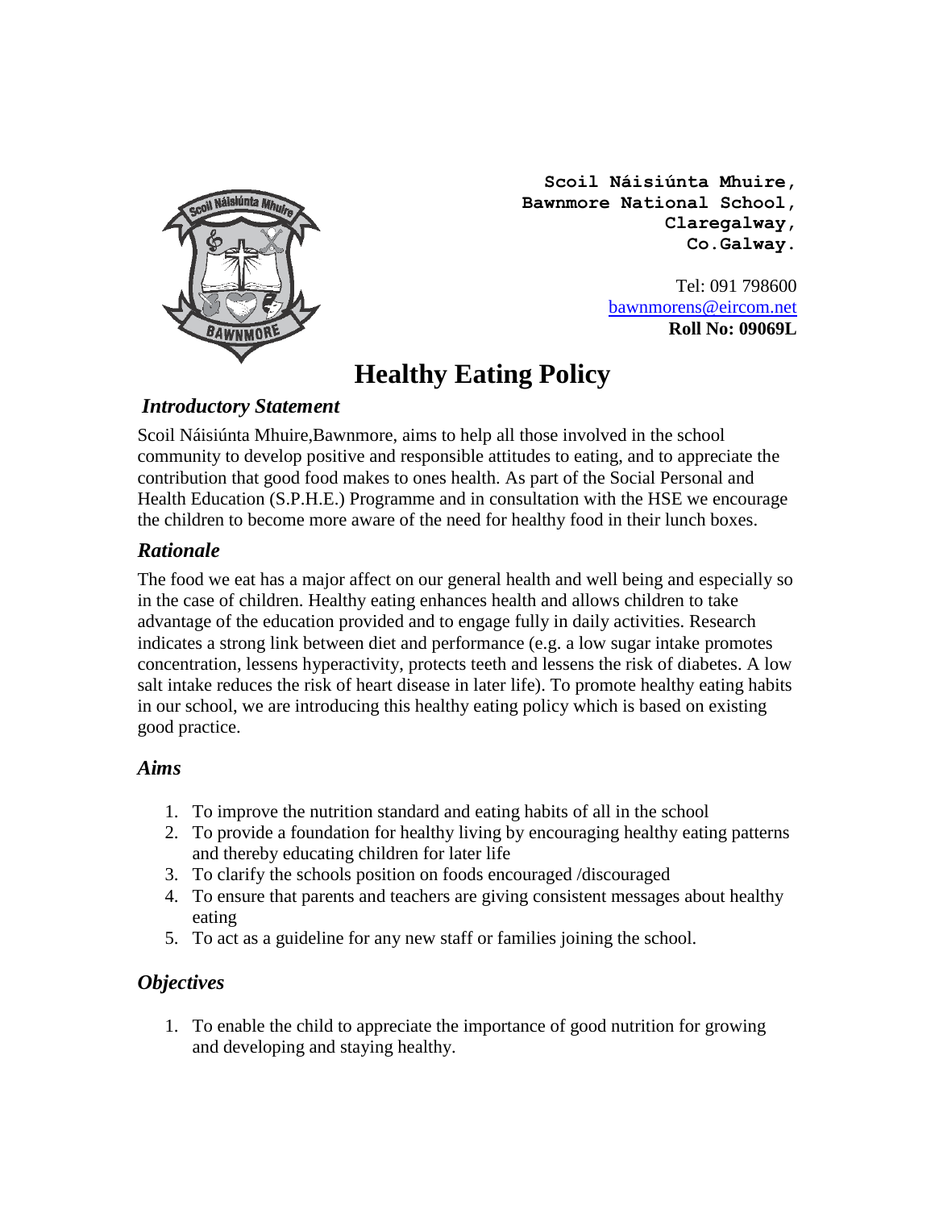**Scoil Náisiúnta Mhuire,**
**Bawnmore National School,**
**Claregalway,**
**Co.Galway.**

Tel: 091 798600
bawnmorens@eircom.net
**Roll No: 09069L**

# Healthy Eating Policy

## *Introductory Statement*

Scoil Náisiúnta Mhuire,Bawnmore, aims to help all those involved in the school community to develop positive and responsible attitudes to eating, and to appreciate the contribution that good food makes to ones health. As part of the Social Personal and Health Education (S.P.H.E.) Programme and in consultation with the HSE we encourage the children to become more aware of the need for healthy food in their lunch boxes.

## *Rationale*

The food we eat has a major affect on our general health and well being and especially so in the case of children. Healthy eating enhances health and allows children to take advantage of the education provided and to engage fully in daily activities. Research indicates a strong link between diet and performance (e.g. a low sugar intake promotes concentration, lessens hyperactivity, protects teeth and lessens the risk of diabetes. A low salt intake reduces the risk of heart disease in later life). To promote healthy eating habits in our school, we are introducing this healthy eating policy which is based on existing good practice.

## *Aims*

1. To improve the nutrition standard and eating habits of all in the school
2. To provide a foundation for healthy living by encouraging healthy eating patterns and thereby educating children for later life
3. To clarify the schools position on foods encouraged /discouraged
4. To ensure that parents and teachers are giving consistent messages about healthy eating
5. To act as a guideline for any new staff or families joining the school.

## *Objectives*

1. To enable the child to appreciate the importance of good nutrition for growing and developing and staying healthy.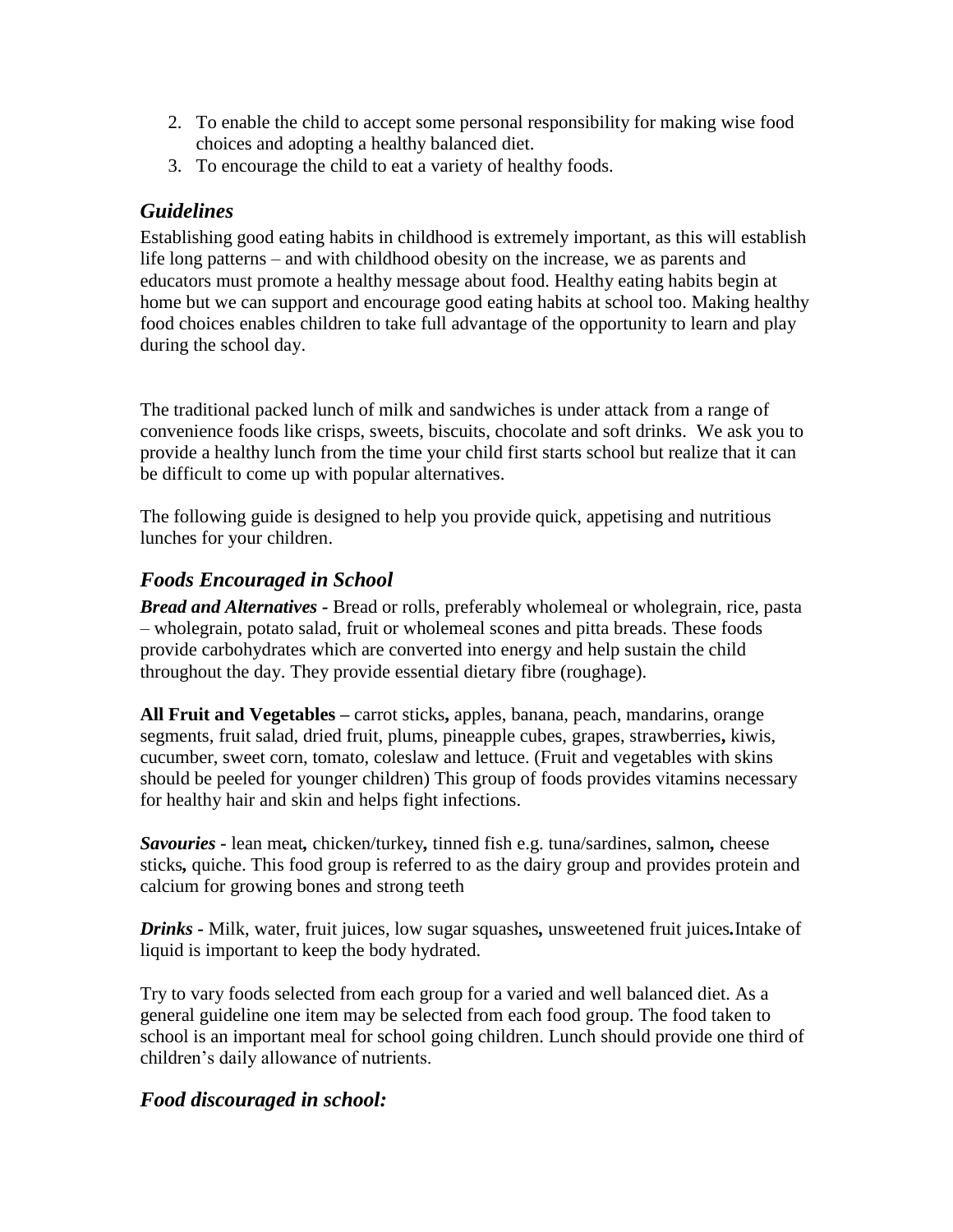2. To enable the child to accept some personal responsibility for making wise food choices and adopting a healthy balanced diet.
3. To encourage the child to eat a variety of healthy foods.

## *Guidelines*

Establishing good eating habits in childhood is extremely important, as this will establish life long patterns – and with childhood obesity on the increase, we as parents and educators must promote a healthy message about food. Healthy eating habits begin at home but we can support and encourage good eating habits at school too. Making healthy food choices enables children to take full advantage of the opportunity to learn and play during the school day.

The traditional packed lunch of milk and sandwiches is under attack from a range of convenience foods like crisps, sweets, biscuits, chocolate and soft drinks. We ask you to provide a healthy lunch from the time your child first starts school but realize that it can be difficult to come up with popular alternatives.

The following guide is designed to help you provide quick, appetising and nutritious lunches for your children.

## *Foods Encouraged in School*

***Bread and Alternatives*** - Bread or rolls, preferably wholemeal or wholegrain, rice, pasta – wholegrain, potato salad, fruit or wholemeal scones and pitta breads. These foods provide carbohydrates which are converted into energy and help sustain the child throughout the day. They provide essential dietary fibre (roughage).

**All Fruit and Vegetables –** carrot sticks**,** apples, banana, peach, mandarins, orange segments, fruit salad, dried fruit, plums, pineapple cubes, grapes, strawberries**,** kiwis, cucumber, sweet corn, tomato, coleslaw and lettuce. (Fruit and vegetables with skins should be peeled for younger children) This group of foods provides vitamins necessary for healthy hair and skin and helps fight infections.

***Savouries*** - lean meat**,** chicken/turkey**,** tinned fish e.g. tuna/sardines, salmon**,** cheese sticks**,** quiche. This food group is referred to as the dairy group and provides protein and calcium for growing bones and strong teeth

***Drinks*** - Milk, water, fruit juices, low sugar squashes**,** unsweetened fruit juices**.**Intake of liquid is important to keep the body hydrated.

Try to vary foods selected from each group for a varied and well balanced diet. As a general guideline one item may be selected from each food group. The food taken to school is an important meal for school going children. Lunch should provide one third of children's daily allowance of nutrients.

## *Food discouraged in school:*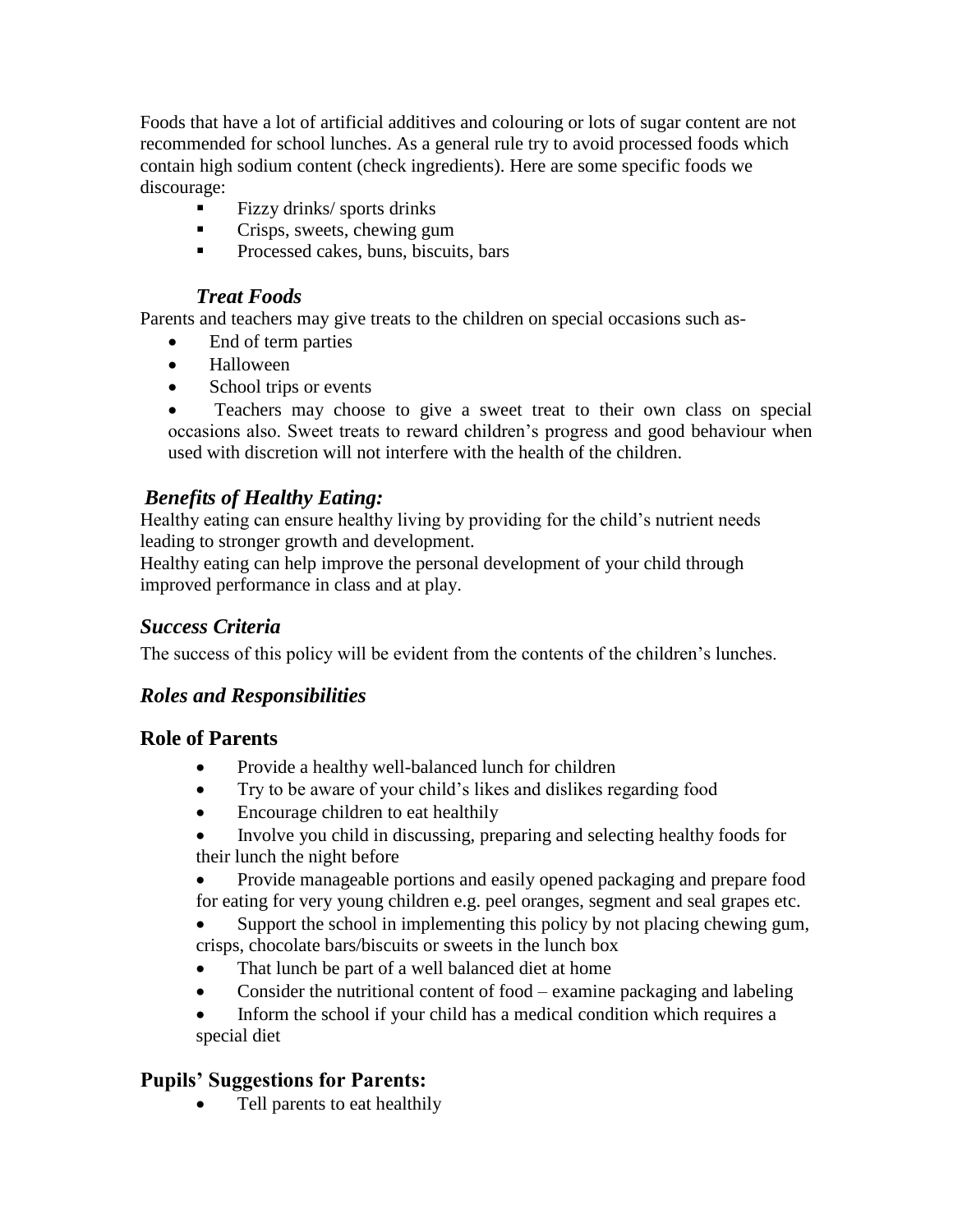Foods that have a lot of artificial additives and colouring or lots of sugar content are not recommended for school lunches. As a general rule try to avoid processed foods which contain high sodium content (check ingredients). Here are some specific foods we discourage:

- Fizzy drinks/ sports drinks
- Crisps, sweets, chewing gum
- Processed cakes, buns, biscuits, bars

### *Treat Foods*

Parents and teachers may give treats to the children on special occasions such as-

- End of term parties
- Halloween
- School trips or events
- Teachers may choose to give a sweet treat to their own class on special occasions also. Sweet treats to reward children's progress and good behaviour when used with discretion will not interfere with the health of the children.

### *Benefits of Healthy Eating:*

Healthy eating can ensure healthy living by providing for the child's nutrient needs leading to stronger growth and development.

Healthy eating can help improve the personal development of your child through improved performance in class and at play.

### *Success Criteria*

The success of this policy will be evident from the contents of the children's lunches.

### *Roles and Responsibilities*

### Role of Parents

- Provide a healthy well-balanced lunch for children
- Try to be aware of your child's likes and dislikes regarding food
- Encourage children to eat healthily
- Involve you child in discussing, preparing and selecting healthy foods for their lunch the night before
- Provide manageable portions and easily opened packaging and prepare food for eating for very young children e.g. peel oranges, segment and seal grapes etc.
- Support the school in implementing this policy by not placing chewing gum, crisps, chocolate bars/biscuits or sweets in the lunch box
- That lunch be part of a well balanced diet at home
- Consider the nutritional content of food – examine packaging and labeling
- Inform the school if your child has a medical condition which requires a special diet

### Pupils' Suggestions for Parents:

- Tell parents to eat healthily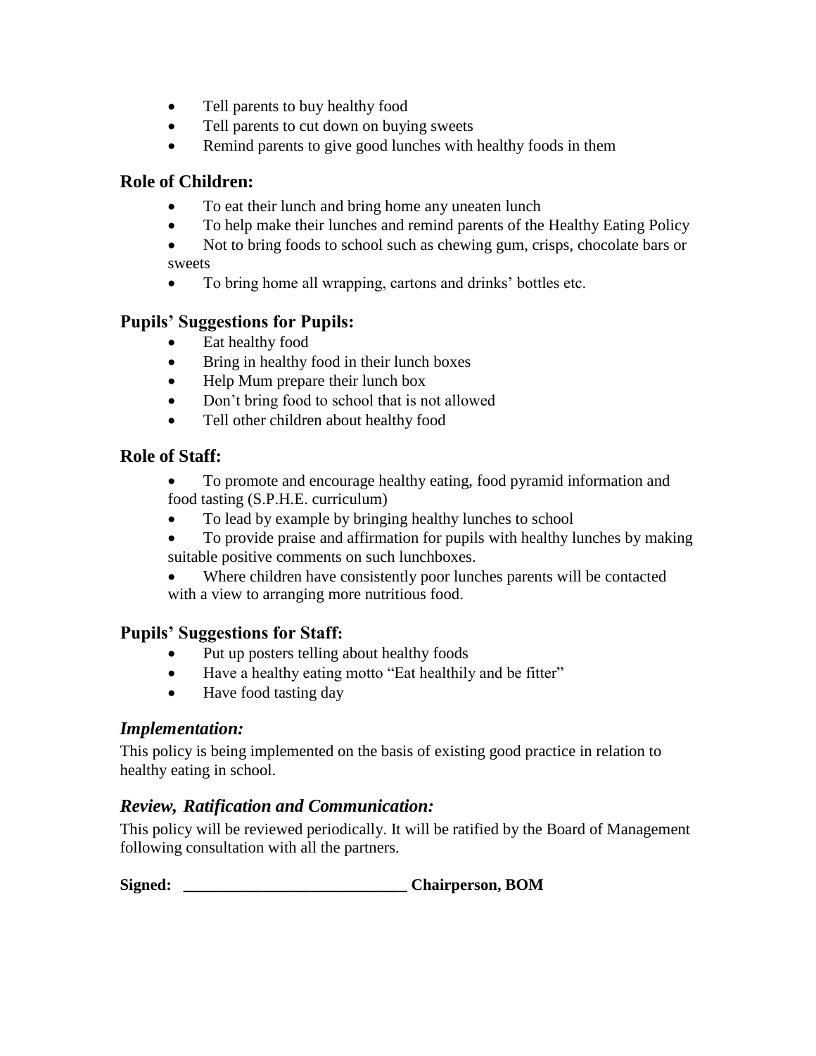- Tell parents to buy healthy food
- Tell parents to cut down on buying sweets
- Remind parents to give good lunches with healthy foods in them

## Role of Children:

- To eat their lunch and bring home any uneaten lunch
- To help make their lunches and remind parents of the Healthy Eating Policy
- Not to bring foods to school such as chewing gum, crisps, chocolate bars or sweets
- To bring home all wrapping, cartons and drinks' bottles etc.

## Pupils' Suggestions for Pupils:

- Eat healthy food
- Bring in healthy food in their lunch boxes
- Help Mum prepare their lunch box
- Don't bring food to school that is not allowed
- Tell other children about healthy food

## Role of Staff:

- To promote and encourage healthy eating, food pyramid information and food tasting (S.P.H.E. curriculum)
- To lead by example by bringing healthy lunches to school
- To provide praise and affirmation for pupils with healthy lunches by making suitable positive comments on such lunchboxes.
- Where children have consistently poor lunches parents will be contacted with a view to arranging more nutritious food.

## Pupils' Suggestions for Staff:

- Put up posters telling about healthy foods
- Have a healthy eating motto "Eat healthily and be fitter"
- Have food tasting day

## *Implementation:*

This policy is being implemented on the basis of existing good practice in relation to healthy eating in school.

## *Review, Ratification and Communication:*

This policy will be reviewed periodically. It will be ratified by the Board of Management following consultation with all the partners.

**Signed: ____________________________ Chairperson, BOM**